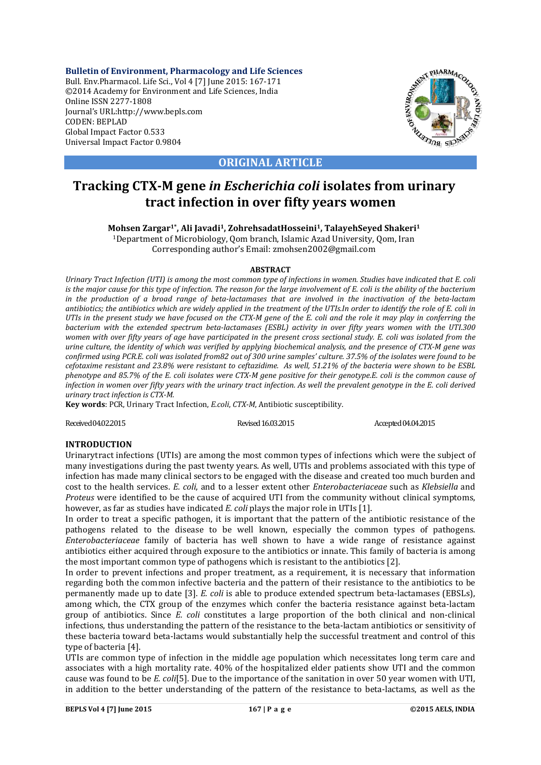**ORIGINAL ARTICLE**

# Tracking CTX-M gene *in Escherichia coli* isolates from urinary tract infection in over fifty years women

**Mohsen Zargar[1*], Ali Javadi[1], ZohrehsadatHosseini[1], TalayehSeyed Shakeri[1]**

[1]Department of Microbiology, Qom branch, Islamic Azad University, Qom, Iran

Corresponding author's Email: zmohsen2002@gmail.com

**ABSTRACT**

*Urinary Tract Infection (UTI) is among the most common type of infections in women. Studies have indicated that E. coli is the major cause for this type of infection. The reason for the large involvement of E. coli is the ability of the bacterium in the production of a broad range of beta-lactamases that are involved in the inactivation of the beta-lactam antibiotics; the antibiotics which are widely applied in the treatment of the UTIs.In order to identify the role of E. coli in UTIs in the present study we have focused on the CTX-M gene of the E. coli and the role it may play in conferring the bacterium with the extended spectrum beta-lactamases (ESBL) activity in over fifty years women with the UTI.300 women with over fifty years of age have participated in the present cross sectional study. E. coli was isolated from the urine culture, the identity of which was verified by applying biochemical analysis, and the presence of CTX-M gene was confirmed using PCR.E. coli was isolated from82 out of 300 urine samples' culture. 37.5% of the isolates were found to be cefotaxime resistant and 23.8% were resistant to ceftazidime. As well, 51.21% of the bacteria were shown to be ESBL phenotype and 85.7% of the E. coli isolates were CTX-M gene positive for their genotype.E. coli is the common cause of infection in women over fifty years with the urinary tract infection. As well the prevalent genotype in the E. coli derived urinary tract infection is CTX-M.*

**Key words**: PCR, Urinary Tract Infection, *E.coli*, *CTX-M*, Antibiotic susceptibility.

Received 04.02.2015 Revised 16.03.2015 Accepted 04.04.2015

## INTRODUCTION

Urinarytract infections (UTIs) are among the most common types of infections which were the subject of many investigations during the past twenty years. As well, UTIs and problems associated with this type of infection has made many clinical sectors to be engaged with the disease and created too much burden and cost to the health services. *E. coli*, and to a lesser extent other *Enterobacteriaceae* such as *Klebsiella* and *Proteus* were identified to be the cause of acquired UTI from the community without clinical symptoms, however, as far as studies have indicated *E. coli* plays the major role in UTIs [1].

In order to treat a specific pathogen, it is important that the pattern of the antibiotic resistance of the pathogens related to the disease to be well known, especially the common types of pathogens. *Enterobacteriaceae* family of bacteria has well shown to have a wide range of resistance against antibiotics either acquired through exposure to the antibiotics or innate. This family of bacteria is among the most important common type of pathogens which is resistant to the antibiotics [2].

In order to prevent infections and proper treatment, as a requirement, it is necessary that information regarding both the common infective bacteria and the pattern of their resistance to the antibiotics to be permanently made up to date [3]. *E. coli* is able to produce extended spectrum beta-lactamases (EBSLs), among which, the CTX group of the enzymes which confer the bacteria resistance against beta-lactam group of antibiotics. Since *E. coli* constitutes a large proportion of the both clinical and non-clinical infections, thus understanding the pattern of the resistance to the beta-lactam antibiotics or sensitivity of these bacteria toward beta-lactams would substantially help the successful treatment and control of this type of bacteria [4].

UTIs are common type of infection in the middle age population which necessitates long term care and associates with a high mortality rate. 40% of the hospitalized elder patients show UTI and the common cause was found to be *E. coli*[5]. Due to the importance of the sanitation in over 50 year women with UTI, in addition to the better understanding of the pattern of the resistance to beta-lactams, as well as the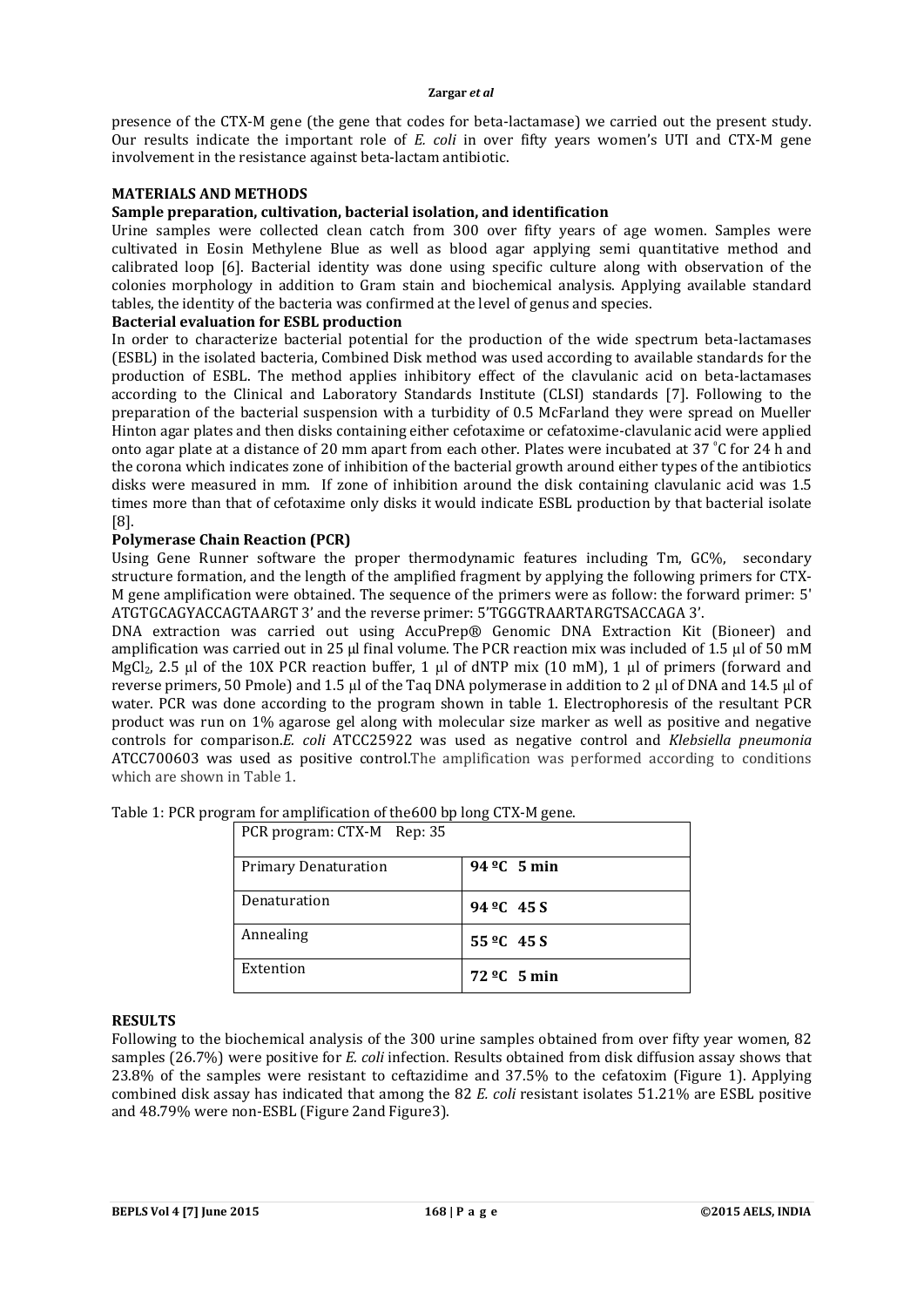presence of the CTX-M gene (the gene that codes for beta-lactamase) we carried out the present study. Our results indicate the important role of *E. coli* in over fifty years women's UTI and CTX-M gene involvement in the resistance against beta-lactam antibiotic.

## MATERIALS AND METHODS

### Sample preparation, cultivation, bacterial isolation, and identification

Urine samples were collected clean catch from 300 over fifty years of age women. Samples were cultivated in Eosin Methylene Blue as well as blood agar applying semi quantitative method and calibrated loop [6]. Bacterial identity was done using specific culture along with observation of the colonies morphology in addition to Gram stain and biochemical analysis. Applying available standard tables, the identity of the bacteria was confirmed at the level of genus and species.

### Bacterial evaluation for ESBL production

In order to characterize bacterial potential for the production of the wide spectrum beta-lactamases (ESBL) in the isolated bacteria, Combined Disk method was used according to available standards for the production of ESBL. The method applies inhibitory effect of the clavulanic acid on beta-lactamases according to the Clinical and Laboratory Standards Institute (CLSI) standards [7]. Following to the preparation of the bacterial suspension with a turbidity of 0.5 McFarland they were spread on Mueller Hinton agar plates and then disks containing either cefotaxime or cefatoxime-clavulanic acid were applied onto agar plate at a distance of 20 mm apart from each other. Plates were incubated at 37 °C for 24 h and the corona which indicates zone of inhibition of the bacterial growth around either types of the antibiotics disks were measured in mm. If zone of inhibition around the disk containing clavulanic acid was 1.5 times more than that of cefotaxime only disks it would indicate ESBL production by that bacterial isolate [8].

### Polymerase Chain Reaction (PCR)

Using Gene Runner software the proper thermodynamic features including Tm, GC%, secondary structure formation, and the length of the amplified fragment by applying the following primers for CTX-M gene amplification were obtained. The sequence of the primers were as follow: the forward primer: 5' ATGTGCAGYACCAGTAARGT 3' and the reverse primer: 5'TGGGTRAARTARGTSACCAGA 3'.

DNA extraction was carried out using AccuPrep® Genomic DNA Extraction Kit (Bioneer) and amplification was carried out in 25 µl final volume. The PCR reaction mix was included of 1.5 µl of 50 mM $MgCl_2$, 2.5 µl of the 10X PCR reaction buffer, 1 µl of dNTP mix (10 mM), 1 µl of primers (forward and reverse primers, 50 Pmole) and 1.5 µl of the Taq DNA polymerase in addition to 2 µl of DNA and 14.5 µl of water. PCR was done according to the program shown in table 1. Electrophoresis of the resultant PCR product was run on 1% agarose gel along with molecular size marker as well as positive and negative controls for comparison.*E. coli* ATCC25922 was used as negative control and *Klebsiella pneumonia* ATCC700603 was used as positive control.The amplification was performed according to conditions which are shown in Table 1.

Table 1: PCR program for amplification of the600 bp long CTX-M gene.

| PCR program: CTX-M Rep: 35 | |
|---|---|
| Primary Denaturation | **94 ºC 5 min** |
| Denaturation | **94 ºC 45 S** |
| Annealing | **55 ºC 45 S** |
| Extention | **72 ºC 5 min** |

## RESULTS

Following to the biochemical analysis of the 300 urine samples obtained from over fifty year women, 82 samples (26.7%) were positive for *E. coli* infection. Results obtained from disk diffusion assay shows that 23.8% of the samples were resistant to ceftazidime and 37.5% to the cefatoxim (Figure 1). Applying combined disk assay has indicated that among the 82 *E. coli* resistant isolates 51.21% are ESBL positive and 48.79% were non-ESBL (Figure 2and Figure3).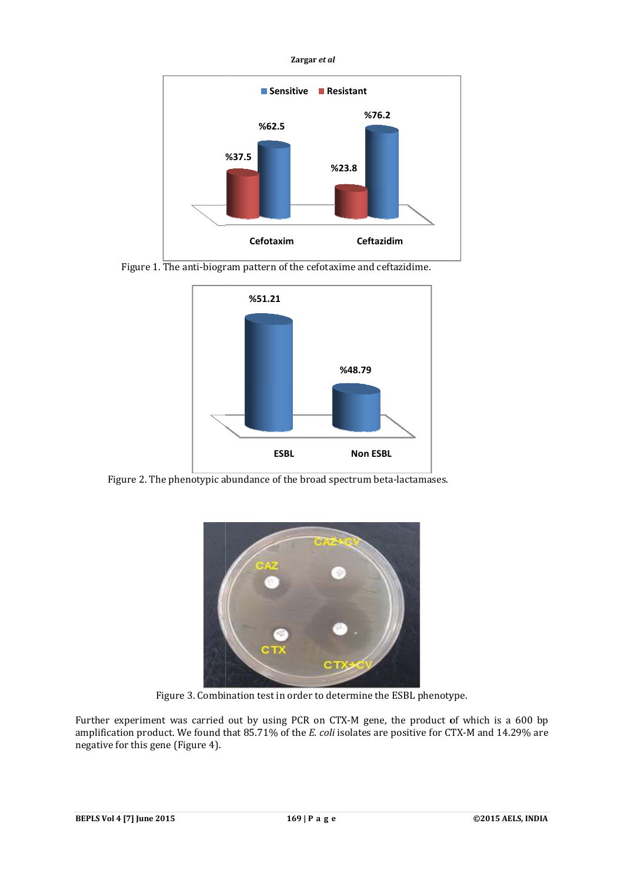Figure 1. The anti-biogram pattern of the cefotaxime and ceftazidime.

Figure 2. The phenotypic abundance of the broad spectrum beta-lactamases.

Figure 3. Combination test in order to determine the ESBL phenotype.

Further experiment was carried out by using PCR on CTX-M gene, the product of which is a 600 bp amplification product. We found that 85.71% of the *E. coli* isolates are positive for CTX-M and 14.29% are negative for this gene (Figure 4).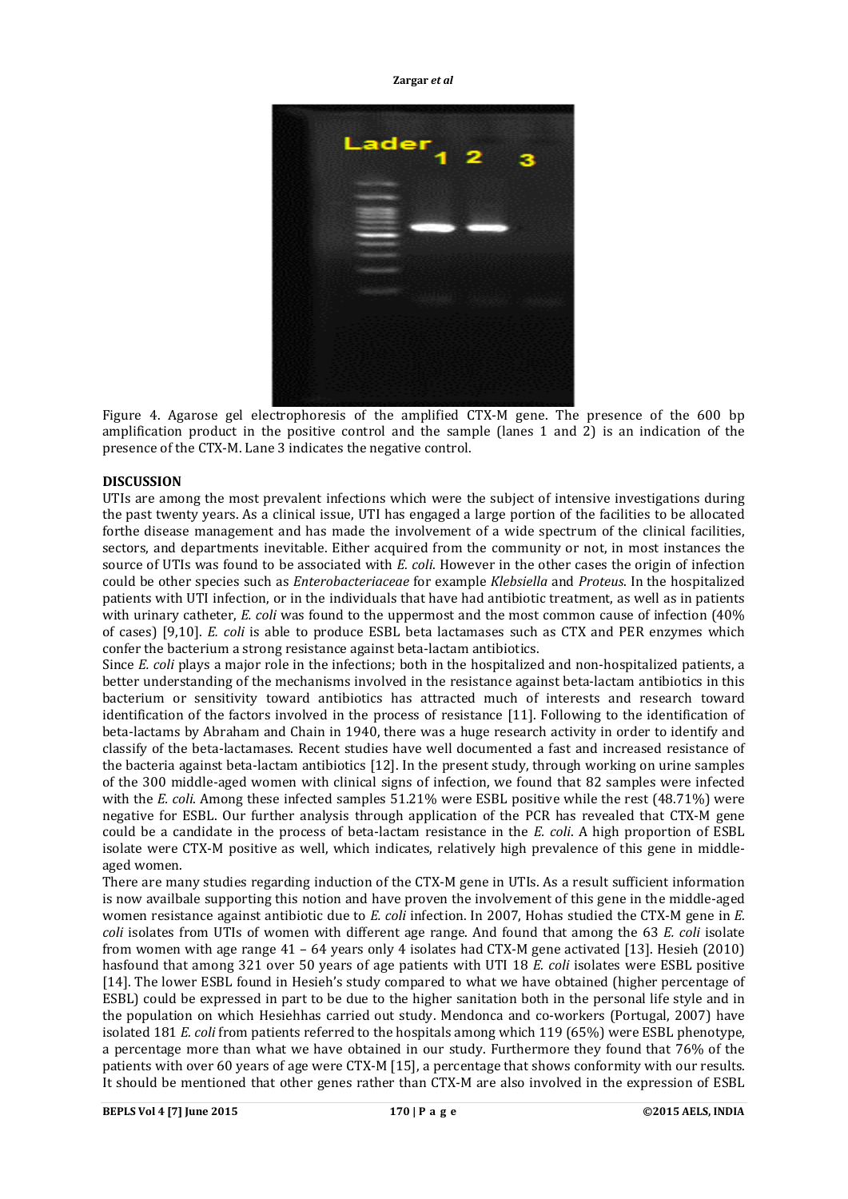Figure 4. Agarose gel electrophoresis of the amplified CTX-M gene. The presence of the 600 bp amplification product in the positive control and the sample (lanes 1 and 2) is an indication of the presence of the CTX-M. Lane 3 indicates the negative control.

## DISCUSSION

UTIs are among the most prevalent infections which were the subject of intensive investigations during the past twenty years. As a clinical issue, UTI has engaged a large portion of the facilities to be allocated forthe disease management and has made the involvement of a wide spectrum of the clinical facilities, sectors, and departments inevitable. Either acquired from the community or not, in most instances the source of UTIs was found to be associated with *E. coli*. However in the other cases the origin of infection could be other species such as *Enterobacteriaceae* for example *Klebsiella* and *Proteus*. In the hospitalized patients with UTI infection, or in the individuals that have had antibiotic treatment, as well as in patients with urinary catheter, *E. coli* was found to the uppermost and the most common cause of infection (40% of cases) [9,10]. *E. coli* is able to produce ESBL beta lactamases such as CTX and PER enzymes which confer the bacterium a strong resistance against beta-lactam antibiotics.

Since *E. coli* plays a major role in the infections; both in the hospitalized and non-hospitalized patients, a better understanding of the mechanisms involved in the resistance against beta-lactam antibiotics in this bacterium or sensitivity toward antibiotics has attracted much of interests and research toward identification of the factors involved in the process of resistance [11]. Following to the identification of beta-lactams by Abraham and Chain in 1940, there was a huge research activity in order to identify and classify of the beta-lactamases. Recent studies have well documented a fast and increased resistance of the bacteria against beta-lactam antibiotics [12]. In the present study, through working on urine samples of the 300 middle-aged women with clinical signs of infection, we found that 82 samples were infected with the *E. coli*. Among these infected samples 51.21% were ESBL positive while the rest (48.71%) were negative for ESBL. Our further analysis through application of the PCR has revealed that CTX-M gene could be a candidate in the process of beta-lactam resistance in the *E. coli*. A high proportion of ESBL isolate were CTX-M positive as well, which indicates, relatively high prevalence of this gene in middle-aged women.

There are many studies regarding induction of the CTX-M gene in UTIs. As a result sufficient information is now availbale supporting this notion and have proven the involvement of this gene in the middle-aged women resistance against antibiotic due to *E. coli* infection. In 2007, Hohas studied the CTX-M gene in *E. coli* isolates from UTIs of women with different age range. And found that among the 63 *E. coli* isolate from women with age range 41 – 64 years only 4 isolates had CTX-M gene activated [13]. Hesieh (2010) hasfound that among 321 over 50 years of age patients with UTI 18 *E. coli* isolates were ESBL positive [14]. The lower ESBL found in Hesieh's study compared to what we have obtained (higher percentage of ESBL) could be expressed in part to be due to the higher sanitation both in the personal life style and in the population on which Hesiehhas carried out study. Mendonca and co-workers (Portugal, 2007) have isolated 181 *E. coli* from patients referred to the hospitals among which 119 (65%) were ESBL phenotype, a percentage more than what we have obtained in our study. Furthermore they found that 76% of the patients with over 60 years of age were CTX-M [15], a percentage that shows conformity with our results. It should be mentioned that other genes rather than CTX-M are also involved in the expression of ESBL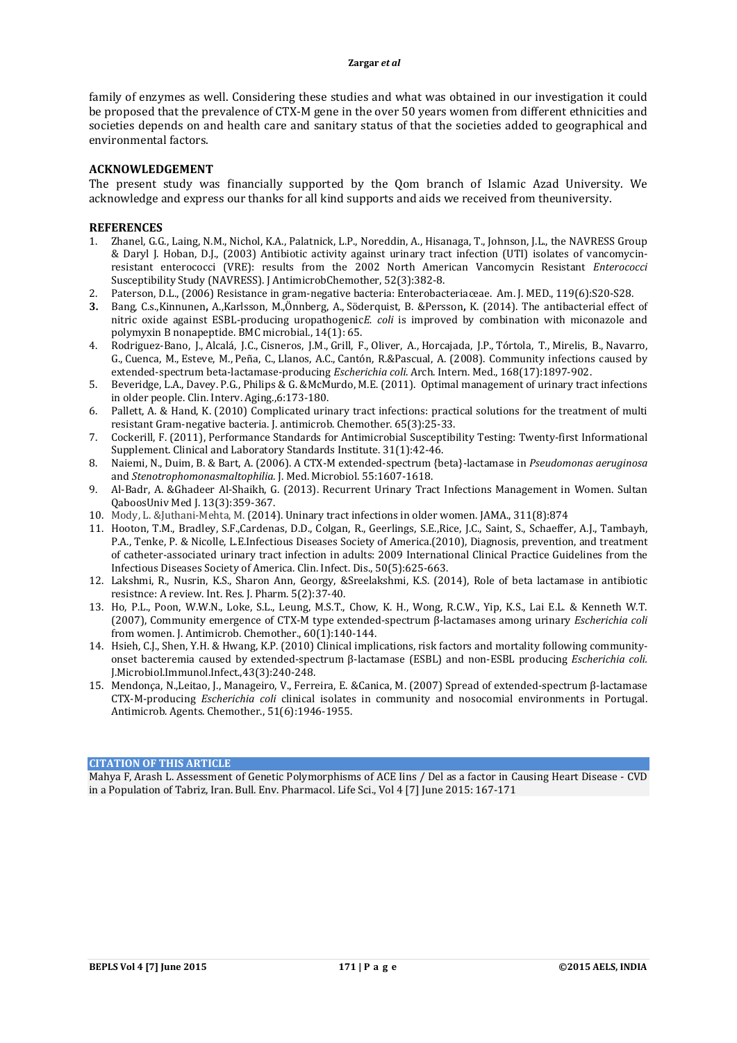family of enzymes as well. Considering these studies and what was obtained in our investigation it could be proposed that the prevalence of CTX-M gene in the over 50 years women from different ethnicities and societies depends on and health care and sanitary status of that the societies added to geographical and environmental factors.

## ACKNOWLEDGEMENT

The present study was financially supported by the Qom branch of Islamic Azad University. We acknowledge and express our thanks for all kind supports and aids we received from theuniversity.

## REFERENCES

1. Zhanel, G.G., Laing, N.M., Nichol, K.A., Palatnick, L.P., Noreddin, A., Hisanaga, T., Johnson, J.L., the NAVRESS Group & Daryl J. Hoban, D.J., (2003) Antibiotic activity against urinary tract infection (UTI) isolates of vancomycin-resistant enterococci (VRE): results from the 2002 North American Vancomycin Resistant *Enterococci* Susceptibility Study (NAVRESS). J AntimicrobChemother, 52(3):382-8.
2. Paterson, D.L., (2006) Resistance in gram-negative bacteria: Enterobacteriaceae. Am. J. MED., 119(6):S20-S28.
3. Bang, C.s.,Kinnunen, A.,Karlsson, M.,Önnberg, A., Söderquist, B. &Persson, K. (2014). The antibacterial effect of nitric oxide against ESBL-producing uropathogenic*E. coli* is improved by combination with miconazole and polymyxin B nonapeptide. BMC microbial., 14(1): 65.
4. Rodriguez-Bano, J., Alcalá, J.C., Cisneros, J.M., Grill, F., Oliver, A., Horcajada, J.P., Tórtola, T., Mirelis, B., Navarro, G., Cuenca, M., Esteve, M., Peña, C., Llanos, A.C., Cantón, R.&Pascual, A. (2008). Community infections caused by extended-spectrum beta-lactamase-producing *Escherichia coli*. Arch. Intern. Med., 168(17):1897-902.
5. Beveridge, L.A., Davey. P.G., Philips & G. &McMurdo, M.E. (2011). Optimal management of urinary tract infections in older people. Clin. Interv. Aging.,6:173-180.
6. Pallett, A. & Hand, K. (2010) Complicated urinary tract infections: practical solutions for the treatment of multi resistant Gram-negative bacteria. J. antimicrob. Chemother. 65(3):25-33.
7. Cockerill, F. (2011), Performance Standards for Antimicrobial Susceptibility Testing: Twenty-first Informational Supplement. Clinical and Laboratory Standards Institute. 31(1):42-46.
8. Naiemi, N., Duim, B. & Bart, A. (2006). A CTX-M extended-spectrum {beta}-lactamase in *Pseudomonas aeruginosa* and *Stenotrophomonasmaltophilia*. J. Med. Microbiol. 55:1607-1618.
9. Al-Badr, A. &Ghadeer Al-Shaikh, G. (2013). Recurrent Urinary Tract Infections Management in Women. Sultan QaboosUniv Med J. 13(3):359-367.
10. Mody, L. &Juthani-Mehta, M. (2014). Uninary tract infections in older women. JAMA., 311(8):874
11. Hooton, T.M., Bradley, S.F.,Cardenas, D.D., Colgan, R., Geerlings, S.E.,Rice, J.C., Saint, S., Schaeffer, A.J., Tambayh, P.A., Tenke, P. & Nicolle, L.E.Infectious Diseases Society of America.(2010), Diagnosis, prevention, and treatment of catheter-associated urinary tract infection in adults: 2009 International Clinical Practice Guidelines from the Infectious Diseases Society of America. Clin. Infect. Dis., 50(5):625-663.
12. Lakshmi, R., Nusrin, K.S., Sharon Ann, Georgy, &Sreelakshmi, K.S. (2014), Role of beta lactamase in antibiotic resistnce: A review. Int. Res. J. Pharm. 5(2):37-40.
13. Ho, P.L., Poon, W.W.N., Loke, S.L., Leung, M.S.T., Chow, K. H., Wong, R.C.W., Yip, K.S., Lai E.L. & Kenneth W.T. (2007), Community emergence of CTX-M type extended-spectrum β-lactamases among urinary *Escherichia coli* from women. J. Antimicrob. Chemother., 60(1):140-144.
14. Hsieh, C.J., Shen, Y.H. & Hwang, K.P. (2010) Clinical implications, risk factors and mortality following community-onset bacteremia caused by extended-spectrum β-lactamase (ESBL) and non-ESBL producing *Escherichia coli.* J.Microbiol.Immunol.Infect.,43(3):240-248.
15. Mendonça, N.,Leitao, J., Manageiro, V., Ferreira, E. &Canica, M. (2007) Spread of extended-spectrum β-lactamase CTX-M-producing *Escherichia coli* clinical isolates in community and nosocomial environments in Portugal. Antimicrob. Agents. Chemother., 51(6):1946-1955.

**CITATION OF THIS ARTICLE**

Mahya F, Arash L. Assessment of Genetic Polymorphisms of ACE Iins / Del as a factor in Causing Heart Disease - CVD in a Population of Tabriz, Iran. Bull. Env. Pharmacol. Life Sci., Vol 4 [7] June 2015: 167-171